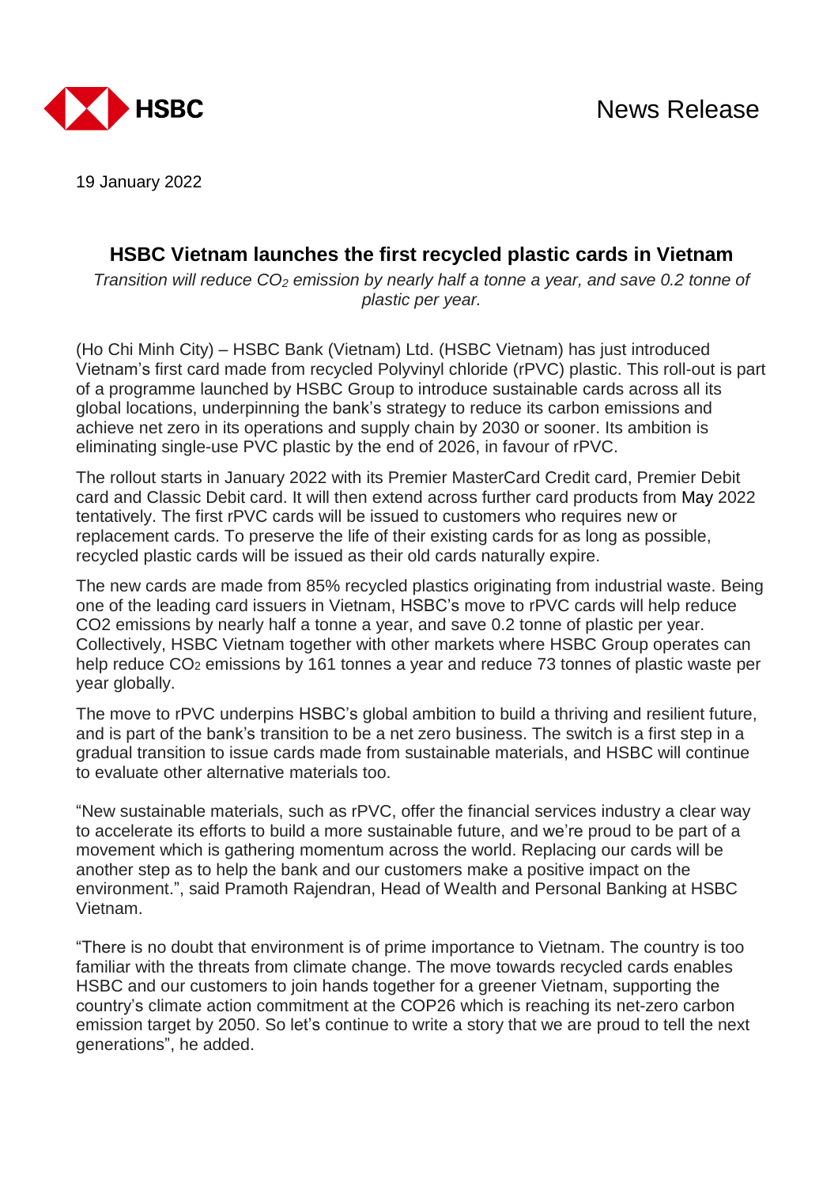HSBC

News Release

19 January 2022

# HSBC Vietnam launches the first recycled plastic cards in Vietnam

*Transition will reduce $CO_2$ emission by nearly half a tonne a year, and save 0.2 tonne of plastic per year.*

(Ho Chi Minh City) – HSBC Bank (Vietnam) Ltd. (HSBC Vietnam) has just introduced Vietnam's first card made from recycled Polyvinyl chloride (rPVC) plastic. This roll-out is part of a programme launched by HSBC Group to introduce sustainable cards across all its global locations, underpinning the bank's strategy to reduce its carbon emissions and achieve net zero in its operations and supply chain by 2030 or sooner. Its ambition is eliminating single-use PVC plastic by the end of 2026, in favour of rPVC.

The rollout starts in January 2022 with its Premier MasterCard Credit card, Premier Debit card and Classic Debit card. It will then extend across further card products from May 2022 tentatively. The first rPVC cards will be issued to customers who requires new or replacement cards. To preserve the life of their existing cards for as long as possible, recycled plastic cards will be issued as their old cards naturally expire.

The new cards are made from 85% recycled plastics originating from industrial waste. Being one of the leading card issuers in Vietnam, HSBC's move to rPVC cards will help reduce CO2 emissions by nearly half a tonne a year, and save 0.2 tonne of plastic per year. Collectively, HSBC Vietnam together with other markets where HSBC Group operates can help reduce $CO_2$ emissions by 161 tonnes a year and reduce 73 tonnes of plastic waste per year globally.

The move to rPVC underpins HSBC's global ambition to build a thriving and resilient future, and is part of the bank's transition to be a net zero business. The switch is a first step in a gradual transition to issue cards made from sustainable materials, and HSBC will continue to evaluate other alternative materials too.

"New sustainable materials, such as rPVC, offer the financial services industry a clear way to accelerate its efforts to build a more sustainable future, and we're proud to be part of a movement which is gathering momentum across the world. Replacing our cards will be another step as to help the bank and our customers make a positive impact on the environment.", said Pramoth Rajendran, Head of Wealth and Personal Banking at HSBC Vietnam.

"There is no doubt that environment is of prime importance to Vietnam. The country is too familiar with the threats from climate change. The move towards recycled cards enables HSBC and our customers to join hands together for a greener Vietnam, supporting the country's climate action commitment at the COP26 which is reaching its net-zero carbon emission target by 2050. So let's continue to write a story that we are proud to tell the next generations", he added.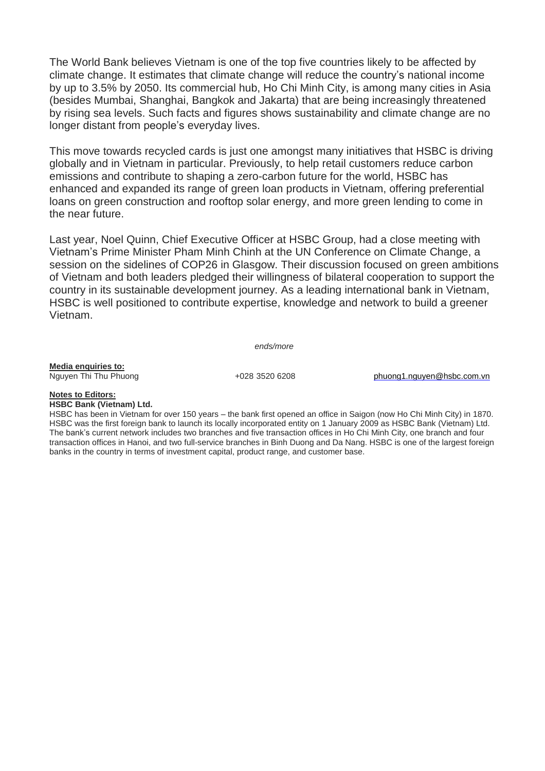The World Bank believes Vietnam is one of the top five countries likely to be affected by climate change. It estimates that climate change will reduce the country's national income by up to 3.5% by 2050. Its commercial hub, Ho Chi Minh City, is among many cities in Asia (besides Mumbai, Shanghai, Bangkok and Jakarta) that are being increasingly threatened by rising sea levels. Such facts and figures shows sustainability and climate change are no longer distant from people's everyday lives.

This move towards recycled cards is just one amongst many initiatives that HSBC is driving globally and in Vietnam in particular. Previously, to help retail customers reduce carbon emissions and contribute to shaping a zero-carbon future for the world, HSBC has enhanced and expanded its range of green loan products in Vietnam, offering preferential loans on green construction and rooftop solar energy, and more green lending to come in the near future.

Last year, Noel Quinn, Chief Executive Officer at HSBC Group, had a close meeting with Vietnam's Prime Minister Pham Minh Chinh at the UN Conference on Climate Change, a session on the sidelines of COP26 in Glasgow. Their discussion focused on green ambitions of Vietnam and both leaders pledged their willingness of bilateral cooperation to support the country in its sustainable development journey. As a leading international bank in Vietnam, HSBC is well positioned to contribute expertise, knowledge and network to build a greener Vietnam.

*ends/more*

**Media enquiries to:**

Nguyen Thi Thu Phuong    +028 3520 6208    phuong1.nguyen@hsbc.com.vn

**Notes to Editors:**

**HSBC Bank (Vietnam) Ltd.**

HSBC has been in Vietnam for over 150 years – the bank first opened an office in Saigon (now Ho Chi Minh City) in 1870. HSBC was the first foreign bank to launch its locally incorporated entity on 1 January 2009 as HSBC Bank (Vietnam) Ltd. The bank's current network includes two branches and five transaction offices in Ho Chi Minh City, one branch and four transaction offices in Hanoi, and two full-service branches in Binh Duong and Da Nang. HSBC is one of the largest foreign banks in the country in terms of investment capital, product range, and customer base.